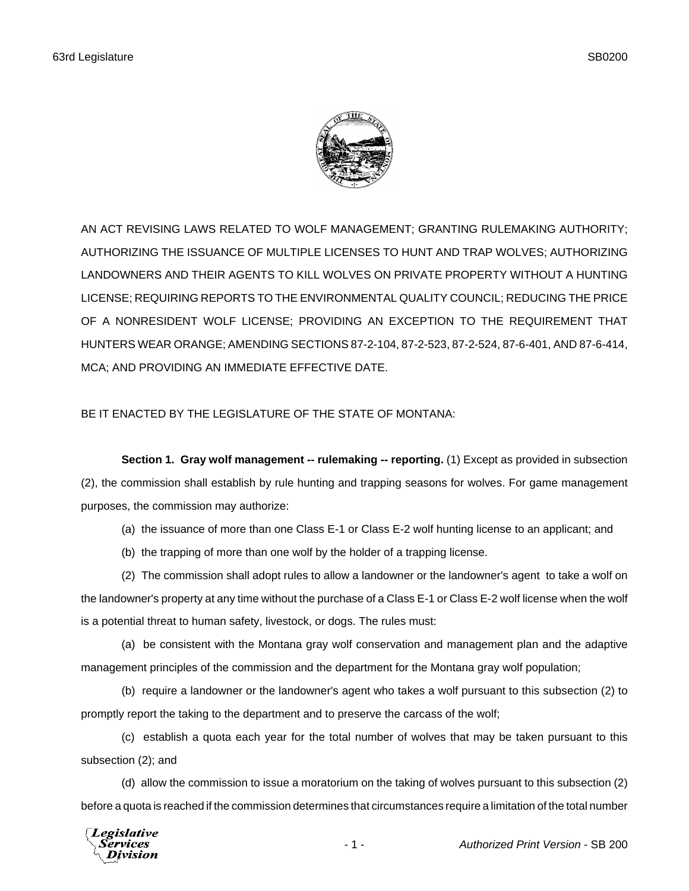AN ACT REVISING LAWS RELATED TO WOLF MANAGEMENT; GRANTING RULEMAKING AUTHORITY; AUTHORIZING THE ISSUANCE OF MULTIPLE LICENSES TO HUNT AND TRAP WOLVES; AUTHORIZING LANDOWNERS AND THEIR AGENTS TO KILL WOLVES ON PRIVATE PROPERTY WITHOUT A HUNTING LICENSE; REQUIRING REPORTS TO THE ENVIRONMENTAL QUALITY COUNCIL; REDUCING THE PRICE OF A NONRESIDENT WOLF LICENSE; PROVIDING AN EXCEPTION TO THE REQUIREMENT THAT HUNTERS WEAR ORANGE; AMENDING SECTIONS 87-2-104, 87-2-523, 87-2-524, 87-6-401, AND 87-6-414, MCA; AND PROVIDING AN IMMEDIATE EFFECTIVE DATE.

BE IT ENACTED BY THE LEGISLATURE OF THE STATE OF MONTANA:

**Section 1. Gray wolf management -- rulemaking -- reporting.** (1) Except as provided in subsection (2), the commission shall establish by rule hunting and trapping seasons for wolves. For game management purposes, the commission may authorize:

(a) the issuance of more than one Class E-1 or Class E-2 wolf hunting license to an applicant; and

(b) the trapping of more than one wolf by the holder of a trapping license.

(2) The commission shall adopt rules to allow a landowner or the landowner's agent to take a wolf on the landowner's property at any time without the purchase of a Class E-1 or Class E-2 wolf license when the wolf is a potential threat to human safety, livestock, or dogs. The rules must:

(a) be consistent with the Montana gray wolf conservation and management plan and the adaptive management principles of the commission and the department for the Montana gray wolf population;

(b) require a landowner or the landowner's agent who takes a wolf pursuant to this subsection (2) to promptly report the taking to the department and to preserve the carcass of the wolf;

(c) establish a quota each year for the total number of wolves that may be taken pursuant to this subsection (2); and

(d) allow the commission to issue a moratorium on the taking of wolves pursuant to this subsection (2) before a quota is reached if the commission determines that circumstances require a limitation of the total number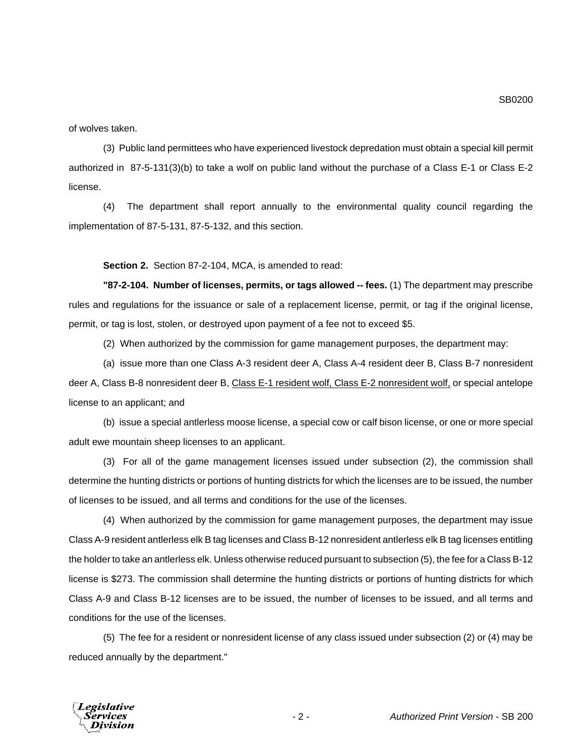of wolves taken.

(3) Public land permittees who have experienced livestock depredation must obtain a special kill permit authorized in 87-5-131(3)(b) to take a wolf on public land without the purchase of a Class E-1 or Class E-2 license.

(4) The department shall report annually to the environmental quality council regarding the implementation of 87-5-131, 87-5-132, and this section.

**Section 2.** Section 87-2-104, MCA, is amended to read:

**"87-2-104. Number of licenses, permits, or tags allowed -- fees.** (1) The department may prescribe rules and regulations for the issuance or sale of a replacement license, permit, or tag if the original license, permit, or tag is lost, stolen, or destroyed upon payment of a fee not to exceed $5.

(2) When authorized by the commission for game management purposes, the department may:

(a) issue more than one Class A-3 resident deer A, Class A-4 resident deer B, Class B-7 nonresident deer A, Class B-8 nonresident deer B, Class E-1 resident wolf, Class E-2 nonresident wolf, or special antelope license to an applicant; and

(b) issue a special antlerless moose license, a special cow or calf bison license, or one or more special adult ewe mountain sheep licenses to an applicant.

(3) For all of the game management licenses issued under subsection (2), the commission shall determine the hunting districts or portions of hunting districts for which the licenses are to be issued, the number of licenses to be issued, and all terms and conditions for the use of the licenses.

(4) When authorized by the commission for game management purposes, the department may issue Class A-9 resident antlerless elk B tag licenses and Class B-12 nonresident antlerless elk B tag licenses entitling the holder to take an antlerless elk. Unless otherwise reduced pursuant to subsection (5), the fee for a Class B-12 license is $273. The commission shall determine the hunting districts or portions of hunting districts for which Class A-9 and Class B-12 licenses are to be issued, the number of licenses to be issued, and all terms and conditions for the use of the licenses.

(5) The fee for a resident or nonresident license of any class issued under subsection (2) or (4) may be reduced annually by the department."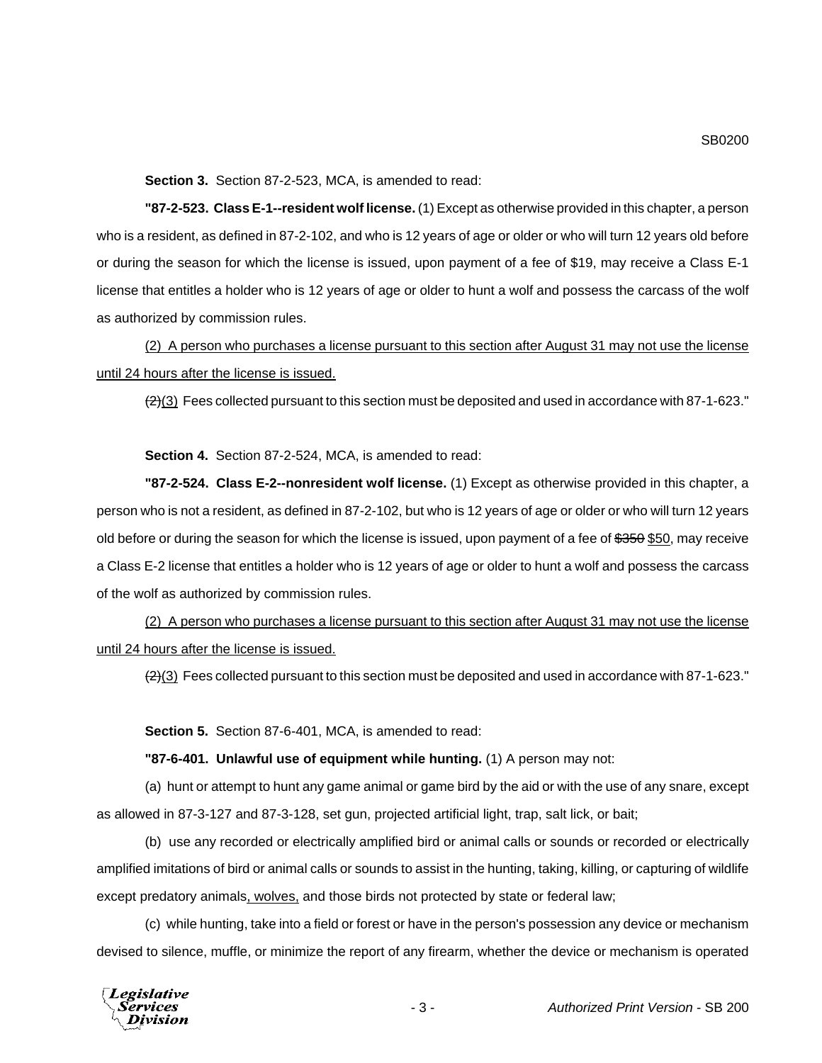**Section 3.** Section 87-2-523, MCA, is amended to read:

**"87-2-523. Class E-1--resident wolf license.** (1) Except as otherwise provided in this chapter, a person who is a resident, as defined in 87-2-102, and who is 12 years of age or older or who will turn 12 years old before or during the season for which the license is issued, upon payment of a fee of $19, may receive a Class E-1 license that entitles a holder who is 12 years of age or older to hunt a wolf and possess the carcass of the wolf as authorized by commission rules.

<u>(2) A person who purchases a license pursuant to this section after August 31 may not use the license until 24 hours after the license is issued.</u>

~~(2)~~<u>(3)</u> Fees collected pursuant to this section must be deposited and used in accordance with 87-1-623."

**Section 4.** Section 87-2-524, MCA, is amended to read:

**"87-2-524. Class E-2--nonresident wolf license.** (1) Except as otherwise provided in this chapter, a person who is not a resident, as defined in 87-2-102, but who is 12 years of age or older or who will turn 12 years old before or during the season for which the license is issued, upon payment of a fee of ~~$350~~ <u>$50</u>, may receive a Class E-2 license that entitles a holder who is 12 years of age or older to hunt a wolf and possess the carcass of the wolf as authorized by commission rules.

<u>(2) A person who purchases a license pursuant to this section after August 31 may not use the license until 24 hours after the license is issued.</u>

~~(2)~~<u>(3)</u> Fees collected pursuant to this section must be deposited and used in accordance with 87-1-623."

**Section 5.** Section 87-6-401, MCA, is amended to read:

**"87-6-401. Unlawful use of equipment while hunting.** (1) A person may not:

(a) hunt or attempt to hunt any game animal or game bird by the aid or with the use of any snare, except as allowed in 87-3-127 and 87-3-128, set gun, projected artificial light, trap, salt lick, or bait;

(b) use any recorded or electrically amplified bird or animal calls or sounds or recorded or electrically amplified imitations of bird or animal calls or sounds to assist in the hunting, taking, killing, or capturing of wildlife except predatory animals<u>, wolves,</u> and those birds not protected by state or federal law;

(c) while hunting, take into a field or forest or have in the person's possession any device or mechanism devised to silence, muffle, or minimize the report of any firearm, whether the device or mechanism is operated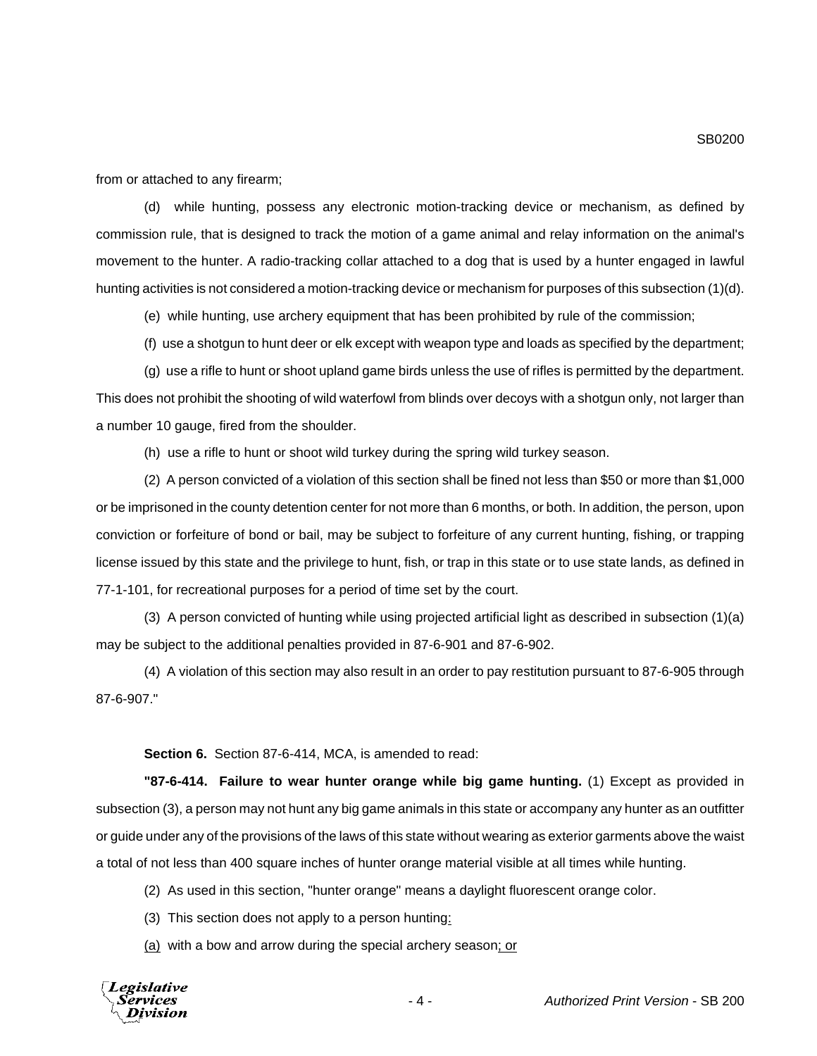from or attached to any firearm;

(d) while hunting, possess any electronic motion-tracking device or mechanism, as defined by commission rule, that is designed to track the motion of a game animal and relay information on the animal's movement to the hunter. A radio-tracking collar attached to a dog that is used by a hunter engaged in lawful hunting activities is not considered a motion-tracking device or mechanism for purposes of this subsection (1)(d).

(e) while hunting, use archery equipment that has been prohibited by rule of the commission;

(f) use a shotgun to hunt deer or elk except with weapon type and loads as specified by the department;

(g) use a rifle to hunt or shoot upland game birds unless the use of rifles is permitted by the department. This does not prohibit the shooting of wild waterfowl from blinds over decoys with a shotgun only, not larger than a number 10 gauge, fired from the shoulder.

(h) use a rifle to hunt or shoot wild turkey during the spring wild turkey season.

(2) A person convicted of a violation of this section shall be fined not less than $50 or more than $1,000 or be imprisoned in the county detention center for not more than 6 months, or both. In addition, the person, upon conviction or forfeiture of bond or bail, may be subject to forfeiture of any current hunting, fishing, or trapping license issued by this state and the privilege to hunt, fish, or trap in this state or to use state lands, as defined in 77-1-101, for recreational purposes for a period of time set by the court.

(3) A person convicted of hunting while using projected artificial light as described in subsection (1)(a) may be subject to the additional penalties provided in 87-6-901 and 87-6-902.

(4) A violation of this section may also result in an order to pay restitution pursuant to 87-6-905 through 87-6-907."

**Section 6.** Section 87-6-414, MCA, is amended to read:

**"87-6-414. Failure to wear hunter orange while big game hunting.** (1) Except as provided in subsection (3), a person may not hunt any big game animals in this state or accompany any hunter as an outfitter or guide under any of the provisions of the laws of this state without wearing as exterior garments above the waist a total of not less than 400 square inches of hunter orange material visible at all times while hunting.

(2) As used in this section, "hunter orange" means a daylight fluorescent orange color.

(3) This section does not apply to a person hunting<u>:</u>

<u>(a)</u> with a bow and arrow during the special archery season<u>; or</u>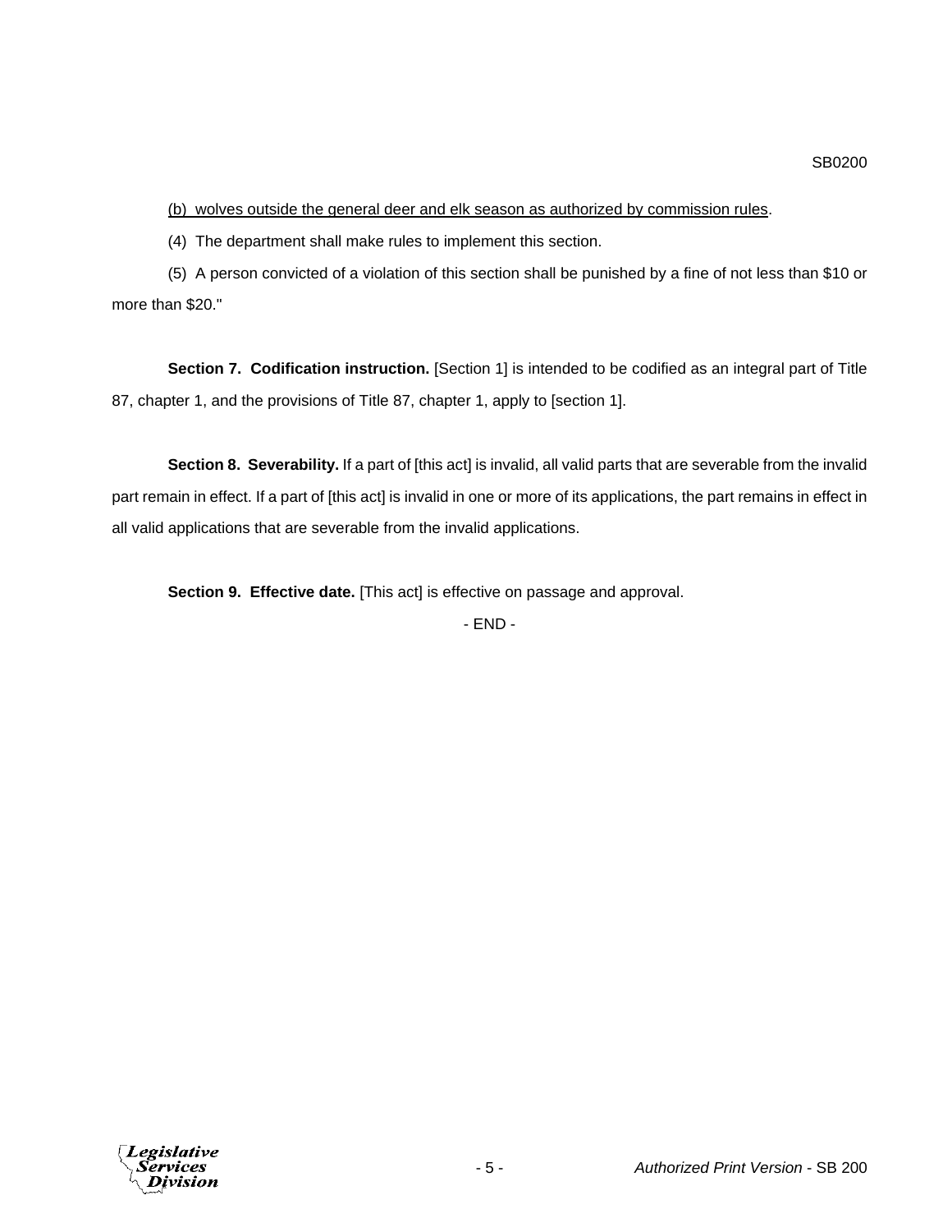<u>(b) wolves outside the general deer and elk season as authorized by commission rules</u>.

(4) The department shall make rules to implement this section.

(5) A person convicted of a violation of this section shall be punished by a fine of not less than $10 or more than $20."

**Section 7. Codification instruction.** [Section 1] is intended to be codified as an integral part of Title 87, chapter 1, and the provisions of Title 87, chapter 1, apply to [section 1].

**Section 8. Severability.** If a part of [this act] is invalid, all valid parts that are severable from the invalid part remain in effect. If a part of [this act] is invalid in one or more of its applications, the part remains in effect in all valid applications that are severable from the invalid applications.

**Section 9. Effective date.** [This act] is effective on passage and approval.

- END -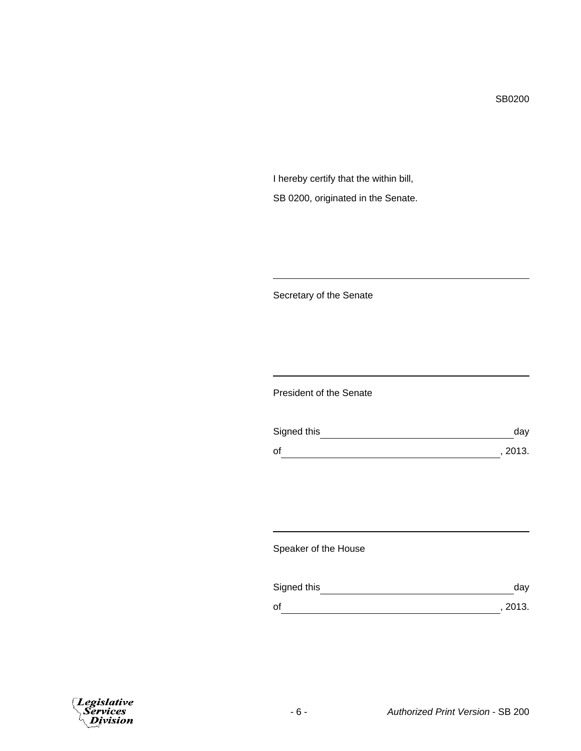SB0200

I hereby certify that the within bill,

SB 0200, originated in the Senate.

\_\_\_\_\_\_\_\_\_\_\_\_\_\_\_\_\_\_\_\_\_\_\_\_\_\_\_\_\_\_\_\_\_\_\_\_\_\_\_\_

Secretary of the Senate

\_\_\_\_\_\_\_\_\_\_\_\_\_\_\_\_\_\_\_\_\_\_\_\_\_\_\_\_\_\_\_\_\_\_\_\_\_\_\_\_

President of the Senate

Signed this \_\_\_\_\_\_\_\_\_\_\_\_\_\_\_\_\_\_\_\_\_\_\_\_\_\_\_\_\_\_ day

of \_\_\_\_\_\_\_\_\_\_\_\_\_\_\_\_\_\_\_\_\_\_\_\_\_\_\_\_\_\_\_\_\_\_, 2013.

\_\_\_\_\_\_\_\_\_\_\_\_\_\_\_\_\_\_\_\_\_\_\_\_\_\_\_\_\_\_\_\_\_\_\_\_\_\_\_\_

Speaker of the House

Signed this \_\_\_\_\_\_\_\_\_\_\_\_\_\_\_\_\_\_\_\_\_\_\_\_\_\_\_\_\_\_ day

of \_\_\_\_\_\_\_\_\_\_\_\_\_\_\_\_\_\_\_\_\_\_\_\_\_\_\_\_\_\_\_\_\_\_, 2013.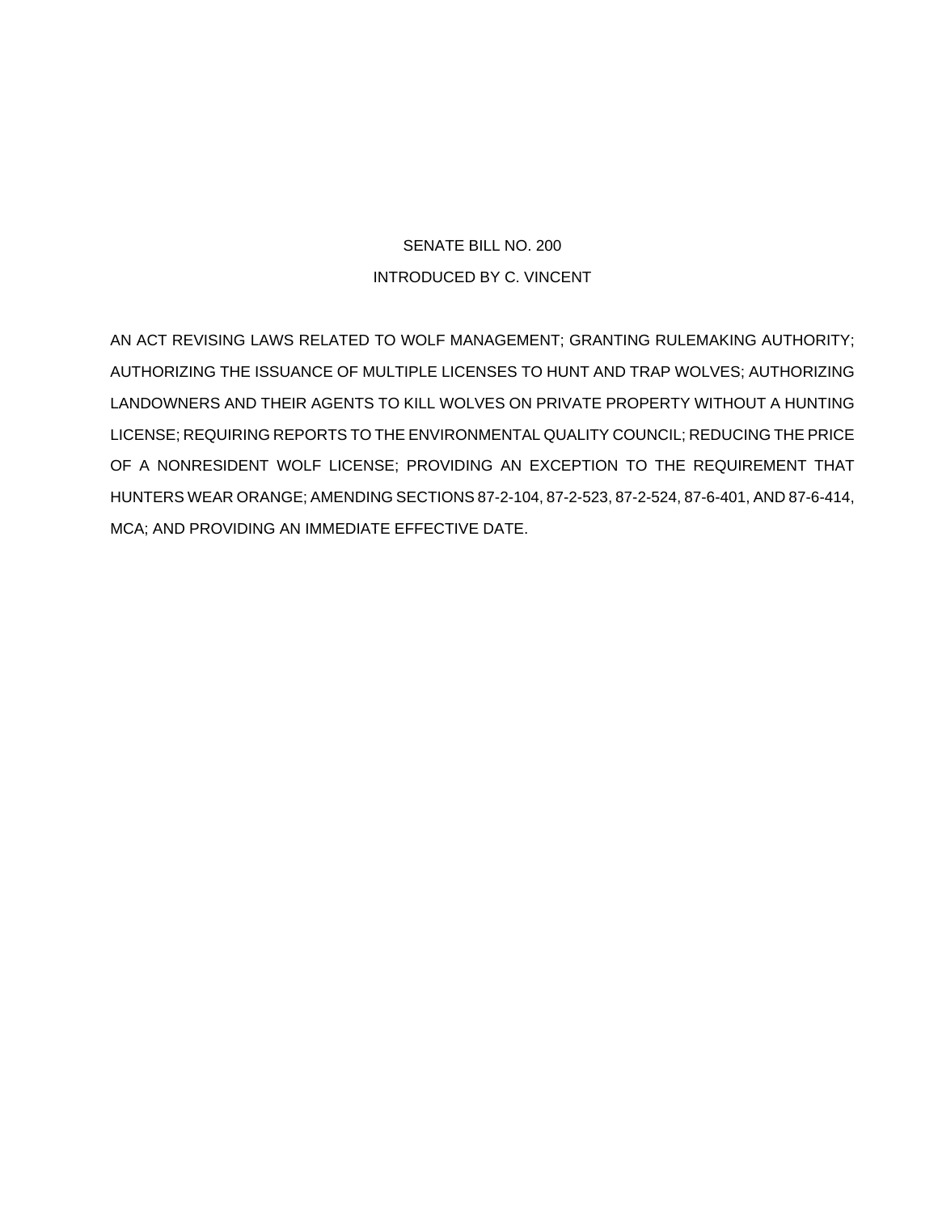SENATE BILL NO. 200

INTRODUCED BY C. VINCENT

AN ACT REVISING LAWS RELATED TO WOLF MANAGEMENT; GRANTING RULEMAKING AUTHORITY; AUTHORIZING THE ISSUANCE OF MULTIPLE LICENSES TO HUNT AND TRAP WOLVES; AUTHORIZING LANDOWNERS AND THEIR AGENTS TO KILL WOLVES ON PRIVATE PROPERTY WITHOUT A HUNTING LICENSE; REQUIRING REPORTS TO THE ENVIRONMENTAL QUALITY COUNCIL; REDUCING THE PRICE OF A NONRESIDENT WOLF LICENSE; PROVIDING AN EXCEPTION TO THE REQUIREMENT THAT HUNTERS WEAR ORANGE; AMENDING SECTIONS 87-2-104, 87-2-523, 87-2-524, 87-6-401, AND 87-6-414, MCA; AND PROVIDING AN IMMEDIATE EFFECTIVE DATE.